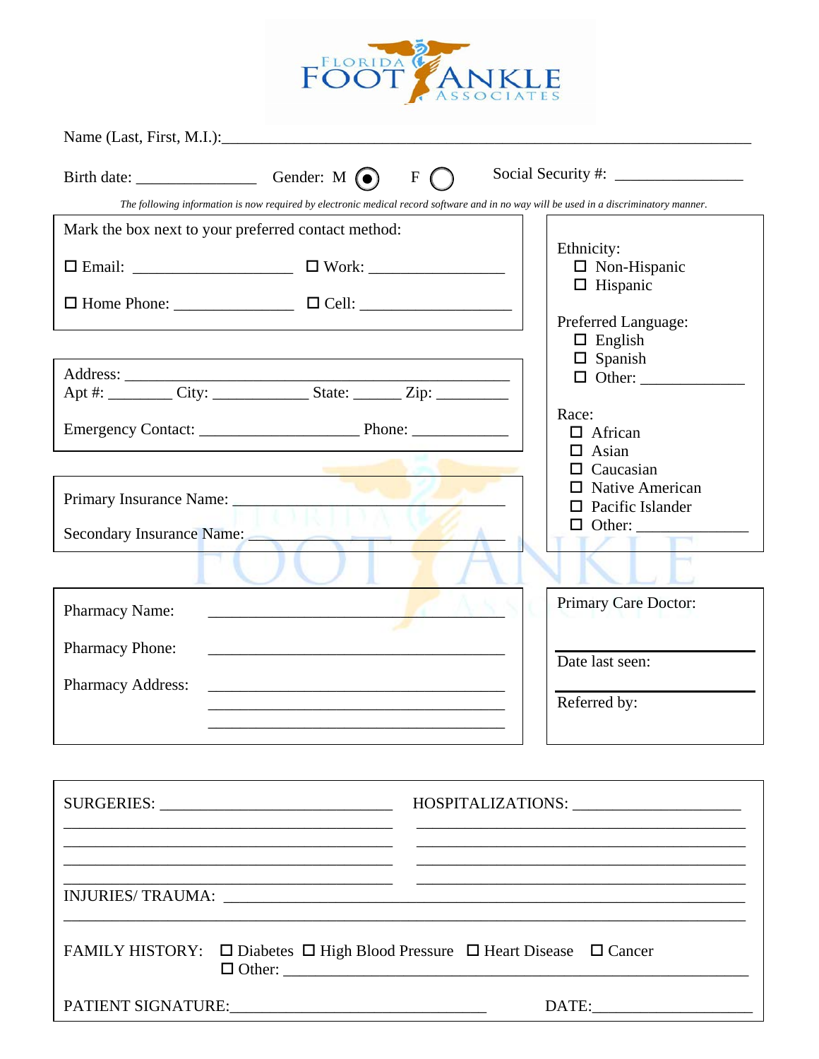# FLORIDA FOOT ANKLE ASSOCIATES

Name (Last, First, M.I.):\_\_\_\_\_\_\_\_\_\_\_\_\_\_\_\_\_\_\_\_\_\_\_\_\_\_\_\_\_\_\_\_\_\_\_\_\_\_\_\_\_\_\_\_\_\_\_\_

Birth date: \_\_\_\_\_\_\_\_\_\_\_\_\_\_\_\_ Gender: M ◉ F ○ Social Security #: \_\_\_\_\_\_\_\_\_\_\_\_\_\_\_\_

*The following information is now required by electronic medical record software and in no way will be used in a discriminatory manner.*

Mark the box next to your preferred contact method:

☐ Email: \_\_\_\_\_\_\_\_\_\_\_\_\_\_\_\_\_\_\_\_ ☐ Work: \_\_\_\_\_\_\_\_\_\_\_\_\_\_\_\_\_\_

☐ Home Phone: \_\_\_\_\_\_\_\_\_\_\_\_\_\_\_\_ ☐ Cell: \_\_\_\_\_\_\_\_\_\_\_\_\_\_\_\_\_\_\_\_

Address: \_\_\_\_\_\_\_\_\_\_\_\_\_\_\_\_\_\_\_\_\_\_\_\_\_\_\_\_\_\_\_\_\_\_\_\_\_\_\_\_\_\_\_\_
Apt #: \_\_\_\_\_\_\_\_ City: \_\_\_\_\_\_\_\_\_\_\_\_\_ State: \_\_\_\_\_\_ Zip: \_\_\_\_\_\_\_\_\_

Emergency Contact: \_\_\_\_\_\_\_\_\_\_\_\_\_\_\_\_\_\_\_\_\_\_ Phone: \_\_\_\_\_\_\_\_\_\_\_\_\_

Primary Insurance Name: \_\_\_\_\_\_\_\_\_\_\_\_\_\_\_\_\_\_\_\_\_\_\_\_\_\_\_\_\_\_\_\_\_\_

Secondary Insurance Name: \_\_\_\_\_\_\_\_\_\_\_\_\_\_\_\_\_\_\_\_\_\_\_\_\_\_\_\_\_\_\_\_

Ethnicity:
- ☐ Non-Hispanic
- ☐ Hispanic

Preferred Language:
- ☐ English
- ☐ Spanish
- ☐ Other: \_\_\_\_\_\_\_\_\_\_\_\_\_

Race:
- ☐ African
- ☐ Asian
- ☐ Caucasian
- ☐ Native American
- ☐ Pacific Islander
- ☐ Other: \_\_\_\_\_\_\_\_\_\_\_\_\_\_

Pharmacy Name: \_\_\_\_\_\_\_\_\_\_\_\_\_\_\_\_\_\_\_\_\_\_\_\_\_\_\_\_\_\_\_\_\_\_\_\_

Pharmacy Phone: \_\_\_\_\_\_\_\_\_\_\_\_\_\_\_\_\_\_\_\_\_\_\_\_\_\_\_\_\_\_\_\_\_\_\_\_

Pharmacy Address: \_\_\_\_\_\_\_\_\_\_\_\_\_\_\_\_\_\_\_\_\_\_\_\_\_\_\_\_\_\_\_\_\_\_\_\_

Primary Care Doctor: \_\_\_\_\_\_\_\_\_\_\_\_\_\_\_\_\_\_\_\_

Date last seen: \_\_\_\_\_\_\_\_\_\_\_\_\_\_\_\_\_\_\_\_

Referred by:

SURGERIES: \_\_\_\_\_\_\_\_\_\_\_\_\_\_\_\_\_\_\_\_\_\_\_\_\_\_\_\_\_\_ HOSPITALIZATIONS: \_\_\_\_\_\_\_\_\_\_\_\_\_\_\_\_\_\_\_\_\_\_

INJURIES/ TRAUMA: \_\_\_\_\_\_\_\_\_\_\_\_\_\_\_\_\_\_\_\_\_\_\_\_\_\_\_\_\_\_\_\_\_\_\_\_\_\_\_\_\_\_\_\_\_\_\_\_\_\_\_\_\_\_\_\_\_

FAMILY HISTORY: ☐ Diabetes ☐ High Blood Pressure ☐ Heart Disease ☐ Cancer
☐ Other: \_\_\_\_\_\_\_\_\_\_\_\_\_\_\_\_\_\_\_\_\_\_\_\_\_\_\_\_\_\_\_\_\_\_\_\_\_\_\_\_\_\_\_\_\_\_\_\_\_\_\_\_\_

PATIENT SIGNATURE:\_\_\_\_\_\_\_\_\_\_\_\_\_\_\_\_\_\_\_\_\_\_\_\_\_\_\_\_\_\_\_\_ DATE:\_\_\_\_\_\_\_\_\_\_\_\_\_\_\_\_\_\_\_\_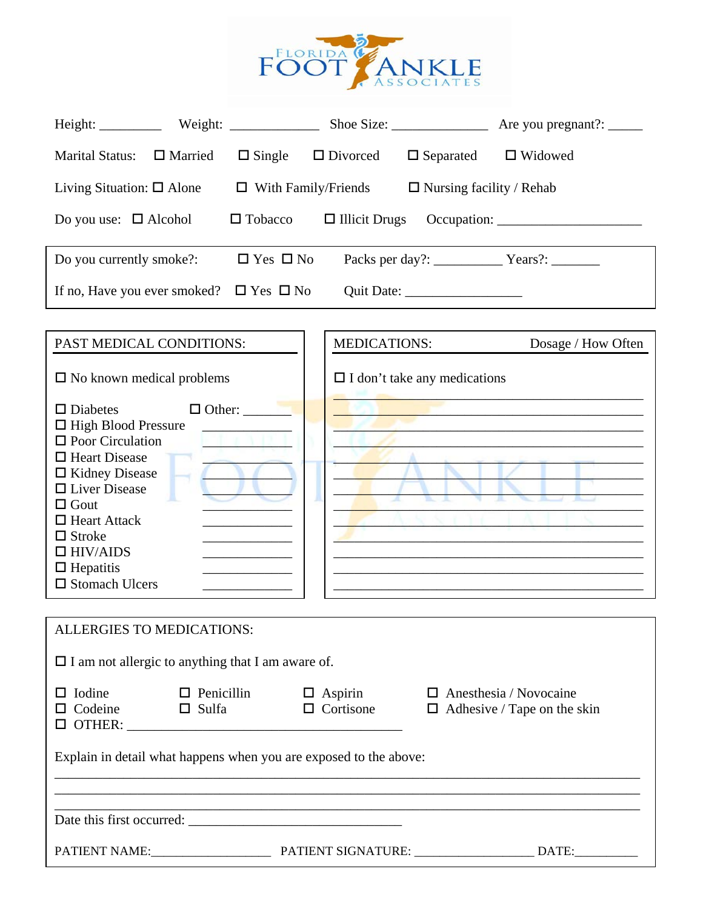Height: _________ Weight: _____________ Shoe Size: ______________ Are you pregnant?: _____

Marital Status: ☐ Married ☐ Single ☐ Divorced ☐ Separated ☐ Widowed

Living Situation: ☐ Alone ☐ With Family/Friends ☐ Nursing facility / Rehab

Do you use: ☐ Alcohol ☐ Tobacco ☐ Illicit Drugs Occupation: _____________________

Do you currently smoke?: ☐ Yes ☐ No Packs per day?: __________ Years?: _______

If no, Have you ever smoked? ☐ Yes ☐ No Quit Date: _________________

PAST MEDICAL CONDITIONS:

☐ No known medical problems

☐ Diabetes
☐ High Blood Pressure
☐ Poor Circulation
☐ Heart Disease
☐ Kidney Disease
☐ Liver Disease
☐ Gout
☐ Heart Attack
☐ Stroke
☐ HIV/AIDS
☐ Hepatitis
☐ Stomach Ulcers

☐ Other: ____________
_____________
_____________
_____________
_____________
_____________
_____________
_____________
_____________
_____________
_____________
_____________

MEDICATIONS: Dosage / How Often

☐ I don't take any medications

_______________________________________________
_______________________________________________
_______________________________________________
_______________________________________________
_______________________________________________
_______________________________________________
_______________________________________________
_______________________________________________
_______________________________________________
_______________________________________________
_______________________________________________
_______________________________________________
_______________________________________________

ALLERGIES TO MEDICATIONS:

☐ I am not allergic to anything that I am aware of.

☐ Iodine ☐ Penicillin ☐ Aspirin ☐ Anesthesia / Novocaine
☐ Codeine ☐ Sulfa ☐ Cortisone ☐ Adhesive / Tape on the skin
☐ OTHER: ________________________________________

Explain in detail what happens when you are exposed to the above:

_____________________________________________________________________________
_____________________________________________________________________________
_____________________________________________________________________________

Date this first occurred: _______________________________

PATIENT NAME:__________________ PATIENT SIGNATURE: __________________ DATE:_________